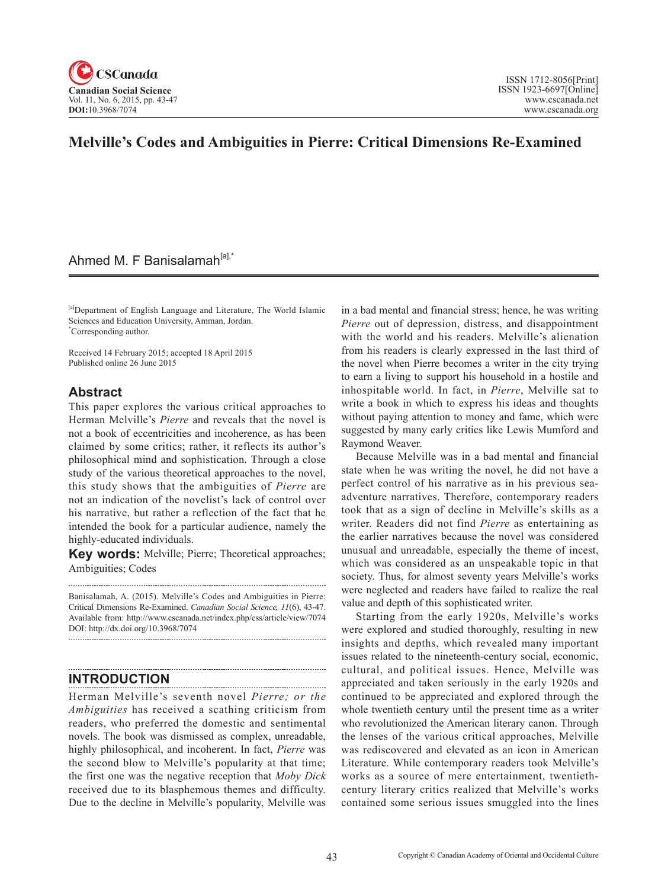# Melville's Codes and Ambiguities in Pierre: Critical Dimensions Re-Examined

Ahmed M. F Banisalamah[a],*

[a]Department of English Language and Literature, The World Islamic Sciences and Education University, Amman, Jordan.
*Corresponding author.

Received 14 February 2015; accepted 18 April 2015
Published online 26 June 2015

## Abstract

This paper explores the various critical approaches to Herman Melville's *Pierre* and reveals that the novel is not a book of eccentricities and incoherence, as has been claimed by some critics; rather, it reflects its author's philosophical mind and sophistication. Through a close study of the various theoretical approaches to the novel, this study shows that the ambiguities of *Pierre* are not an indication of the novelist's lack of control over his narrative, but rather a reflection of the fact that he intended the book for a particular audience, namely the highly-educated individuals.

**Key words:** Melville; Pierre; Theoretical approaches; Ambiguities; Codes

Banisalamah, A. (2015). Melville's Codes and Ambiguities in Pierre: Critical Dimensions Re-Examined. *Canadian Social Science*, *11*(6), 43-47. Available from: http://www.cscanada.net/index.php/css/article/view/7074
DOI: http://dx.doi.org/10.3968/7074

## INTRODUCTION

Herman Melville's seventh novel *Pierre; or the Ambiguities* has received a scathing criticism from readers, who preferred the domestic and sentimental novels. The book was dismissed as complex, unreadable, highly philosophical, and incoherent. In fact, *Pierre* was the second blow to Melville's popularity at that time; the first one was the negative reception that *Moby Dick* received due to its blasphemous themes and difficulty. Due to the decline in Melville's popularity, Melville was in a bad mental and financial stress; hence, he was writing *Pierre* out of depression, distress, and disappointment with the world and his readers. Melville's alienation from his readers is clearly expressed in the last third of the novel when Pierre becomes a writer in the city trying to earn a living to support his household in a hostile and inhospitable world. In fact, in *Pierre*, Melville sat to write a book in which to express his ideas and thoughts without paying attention to money and fame, which were suggested by many early critics like Lewis Mumford and Raymond Weaver.

Because Melville was in a bad mental and financial state when he was writing the novel, he did not have a perfect control of his narrative as in his previous sea-adventure narratives. Therefore, contemporary readers took that as a sign of decline in Melville's skills as a writer. Readers did not find *Pierre* as entertaining as the earlier narratives because the novel was considered unusual and unreadable, especially the theme of incest, which was considered as an unspeakable topic in that society. Thus, for almost seventy years Melville's works were neglected and readers have failed to realize the real value and depth of this sophisticated writer.

Starting from the early 1920s, Melville's works were explored and studied thoroughly, resulting in new insights and depths, which revealed many important issues related to the nineteenth-century social, economic, cultural, and political issues. Hence, Melville was appreciated and taken seriously in the early 1920s and continued to be appreciated and explored through the whole twentieth century until the present time as a writer who revolutionized the American literary canon. Through the lenses of the various critical approaches, Melville was rediscovered and elevated as an icon in American Literature. While contemporary readers took Melville's works as a source of mere entertainment, twentieth-century literary critics realized that Melville's works contained some serious issues smuggled into the lines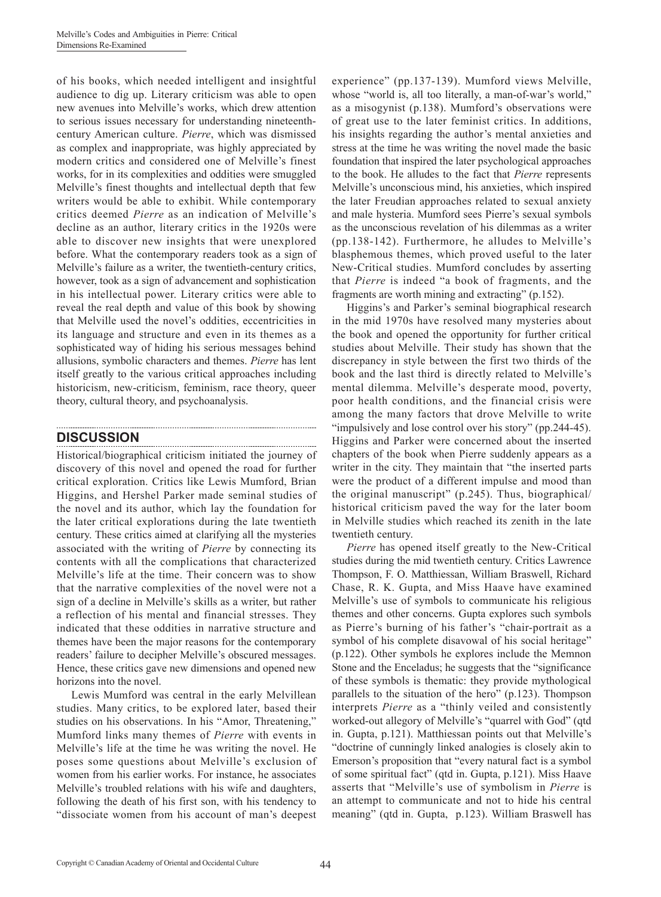of his books, which needed intelligent and insightful audience to dig up. Literary criticism was able to open new avenues into Melville's works, which drew attention to serious issues necessary for understanding nineteenth-century American culture. *Pierre*, which was dismissed as complex and inappropriate, was highly appreciated by modern critics and considered one of Melville's finest works, for in its complexities and oddities were smuggled Melville's finest thoughts and intellectual depth that few writers would be able to exhibit. While contemporary critics deemed *Pierre* as an indication of Melville's decline as an author, literary critics in the 1920s were able to discover new insights that were unexplored before. What the contemporary readers took as a sign of Melville's failure as a writer, the twentieth-century critics, however, took as a sign of advancement and sophistication in his intellectual power. Literary critics were able to reveal the real depth and value of this book by showing that Melville used the novel's oddities, eccentricities in its language and structure and even in its themes as a sophisticated way of hiding his serious messages behind allusions, symbolic characters and themes. *Pierre* has lent itself greatly to the various critical approaches including historicism, new-criticism, feminism, race theory, queer theory, cultural theory, and psychoanalysis.

## DISCUSSION

Historical/biographical criticism initiated the journey of discovery of this novel and opened the road for further critical exploration. Critics like Lewis Mumford, Brian Higgins, and Hershel Parker made seminal studies of the novel and its author, which lay the foundation for the later critical explorations during the late twentieth century. These critics aimed at clarifying all the mysteries associated with the writing of *Pierre* by connecting its contents with all the complications that characterized Melville's life at the time. Their concern was to show that the narrative complexities of the novel were not a sign of a decline in Melville's skills as a writer, but rather a reflection of his mental and financial stresses. They indicated that these oddities in narrative structure and themes have been the major reasons for the contemporary readers' failure to decipher Melville's obscured messages. Hence, these critics gave new dimensions and opened new horizons into the novel.

Lewis Mumford was central in the early Melvillean studies. Many critics, to be explored later, based their studies on his observations. In his "Amor, Threatening," Mumford links many themes of *Pierre* with events in Melville's life at the time he was writing the novel. He poses some questions about Melville's exclusion of women from his earlier works. For instance, he associates Melville's troubled relations with his wife and daughters, following the death of his first son, with his tendency to "dissociate women from his account of man's deepest experience" (pp.137-139). Mumford views Melville, whose "world is, all too literally, a man-of-war's world," as a misogynist (p.138). Mumford's observations were of great use to the later feminist critics. In additions, his insights regarding the author's mental anxieties and stress at the time he was writing the novel made the basic foundation that inspired the later psychological approaches to the book. He alludes to the fact that *Pierre* represents Melville's unconscious mind, his anxieties, which inspired the later Freudian approaches related to sexual anxiety and male hysteria. Mumford sees Pierre's sexual symbols as the unconscious revelation of his dilemmas as a writer (pp.138-142). Furthermore, he alludes to Melville's blasphemous themes, which proved useful to the later New-Critical studies. Mumford concludes by asserting that *Pierre* is indeed "a book of fragments, and the fragments are worth mining and extracting" (p.152).

Higgins's and Parker's seminal biographical research in the mid 1970s have resolved many mysteries about the book and opened the opportunity for further critical studies about Melville. Their study has shown that the discrepancy in style between the first two thirds of the book and the last third is directly related to Melville's mental dilemma. Melville's desperate mood, poverty, poor health conditions, and the financial crisis were among the many factors that drove Melville to write "impulsively and lose control over his story" (pp.244-45). Higgins and Parker were concerned about the inserted chapters of the book when Pierre suddenly appears as a writer in the city. They maintain that "the inserted parts were the product of a different impulse and mood than the original manuscript" (p.245). Thus, biographical/historical criticism paved the way for the later boom in Melville studies which reached its zenith in the late twentieth century.

*Pierre* has opened itself greatly to the New-Critical studies during the mid twentieth century. Critics Lawrence Thompson, F. O. Matthiessan, William Braswell, Richard Chase, R. K. Gupta, and Miss Haave have examined Melville's use of symbols to communicate his religious themes and other concerns. Gupta explores such symbols as Pierre's burning of his father's "chair-portrait as a symbol of his complete disavowal of his social heritage" (p.122). Other symbols he explores include the Memnon Stone and the Enceladus; he suggests that the "significance of these symbols is thematic: they provide mythological parallels to the situation of the hero" (p.123). Thompson interprets *Pierre* as a "thinly veiled and consistently worked-out allegory of Melville's "quarrel with God" (qtd in. Gupta, p.121). Matthiessan points out that Melville's "doctrine of cunningly linked analogies is closely akin to Emerson's proposition that "every natural fact is a symbol of some spiritual fact" (qtd in. Gupta, p.121). Miss Haave asserts that "Melville's use of symbolism in *Pierre* is an attempt to communicate and not to hide his central meaning" (qtd in. Gupta, p.123). William Braswell has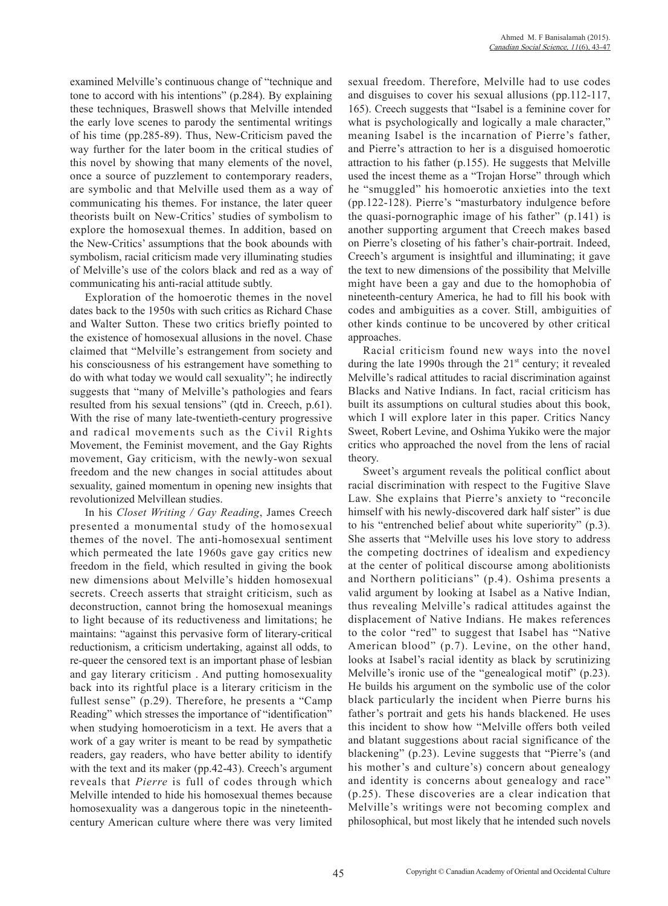examined Melville's continuous change of "technique and tone to accord with his intentions" (p.284). By explaining these techniques, Braswell shows that Melville intended the early love scenes to parody the sentimental writings of his time (pp.285-89). Thus, New-Criticism paved the way further for the later boom in the critical studies of this novel by showing that many elements of the novel, once a source of puzzlement to contemporary readers, are symbolic and that Melville used them as a way of communicating his themes. For instance, the later queer theorists built on New-Critics' studies of symbolism to explore the homosexual themes. In addition, based on the New-Critics' assumptions that the book abounds with symbolism, racial criticism made very illuminating studies of Melville's use of the colors black and red as a way of communicating his anti-racial attitude subtly.

Exploration of the homoerotic themes in the novel dates back to the 1950s with such critics as Richard Chase and Walter Sutton. These two critics briefly pointed to the existence of homosexual allusions in the novel. Chase claimed that "Melville's estrangement from society and his consciousness of his estrangement have something to do with what today we would call sexuality"; he indirectly suggests that "many of Melville's pathologies and fears resulted from his sexual tensions" (qtd in. Creech, p.61). With the rise of many late-twentieth-century progressive and radical movements such as the Civil Rights Movement, the Feminist movement, and the Gay Rights movement, Gay criticism, with the newly-won sexual freedom and the new changes in social attitudes about sexuality, gained momentum in opening new insights that revolutionized Melvillean studies.

In his *Closet Writing / Gay Reading*, James Creech presented a monumental study of the homosexual themes of the novel. The anti-homosexual sentiment which permeated the late 1960s gave gay critics new freedom in the field, which resulted in giving the book new dimensions about Melville's hidden homosexual secrets. Creech asserts that straight criticism, such as deconstruction, cannot bring the homosexual meanings to light because of its reductiveness and limitations; he maintains: "against this pervasive form of literary-critical reductionism, a criticism undertaking, against all odds, to re-queer the censored text is an important phase of lesbian and gay literary criticism . And putting homosexuality back into its rightful place is a literary criticism in the fullest sense" (p.29). Therefore, he presents a "Camp Reading" which stresses the importance of "identification" when studying homoeroticism in a text. He avers that a work of a gay writer is meant to be read by sympathetic readers, gay readers, who have better ability to identify with the text and its maker (pp.42-43). Creech's argument reveals that *Pierre* is full of codes through which Melville intended to hide his homosexual themes because homosexuality was a dangerous topic in the nineteenth-century American culture where there was very limited sexual freedom. Therefore, Melville had to use codes and disguises to cover his sexual allusions (pp.112-117, 165). Creech suggests that "Isabel is a feminine cover for what is psychologically and logically a male character," meaning Isabel is the incarnation of Pierre's father, and Pierre's attraction to her is a disguised homoerotic attraction to his father (p.155). He suggests that Melville used the incest theme as a "Trojan Horse" through which he "smuggled" his homoerotic anxieties into the text (pp.122-128). Pierre's "masturbatory indulgence before the quasi-pornographic image of his father" (p.141) is another supporting argument that Creech makes based on Pierre's closeting of his father's chair-portrait. Indeed, Creech's argument is insightful and illuminating; it gave the text to new dimensions of the possibility that Melville might have been a gay and due to the homophobia of nineteenth-century America, he had to fill his book with codes and ambiguities as a cover. Still, ambiguities of other kinds continue to be uncovered by other critical approaches.

Racial criticism found new ways into the novel during the late 1990s through the 21st century; it revealed Melville's radical attitudes to racial discrimination against Blacks and Native Indians. In fact, racial criticism has built its assumptions on cultural studies about this book, which I will explore later in this paper. Critics Nancy Sweet, Robert Levine, and Oshima Yukiko were the major critics who approached the novel from the lens of racial theory.

Sweet's argument reveals the political conflict about racial discrimination with respect to the Fugitive Slave Law. She explains that Pierre's anxiety to "reconcile himself with his newly-discovered dark half sister" is due to his "entrenched belief about white superiority" (p.3). She asserts that "Melville uses his love story to address the competing doctrines of idealism and expediency at the center of political discourse among abolitionists and Northern politicians" (p.4). Oshima presents a valid argument by looking at Isabel as a Native Indian, thus revealing Melville's radical attitudes against the displacement of Native Indians. He makes references to the color "red" to suggest that Isabel has "Native American blood" (p.7). Levine, on the other hand, looks at Isabel's racial identity as black by scrutinizing Melville's ironic use of the "genealogical motif" (p.23). He builds his argument on the symbolic use of the color black particularly the incident when Pierre burns his father's portrait and gets his hands blackened. He uses this incident to show how "Melville offers both veiled and blatant suggestions about racial significance of the blackening" (p.23). Levine suggests that "Pierre's (and his mother's and culture's) concern about genealogy and identity is concerns about genealogy and race" (p.25). These discoveries are a clear indication that Melville's writings were not becoming complex and philosophical, but most likely that he intended such novels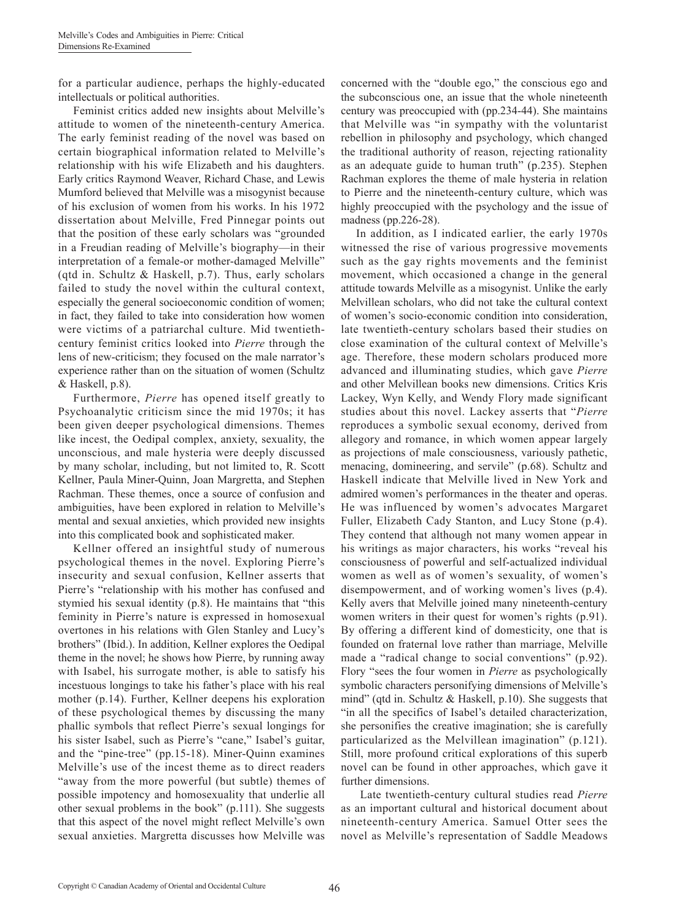for a particular audience, perhaps the highly-educated intellectuals or political authorities.

Feminist critics added new insights about Melville's attitude to women of the nineteenth-century America. The early feminist reading of the novel was based on certain biographical information related to Melville's relationship with his wife Elizabeth and his daughters. Early critics Raymond Weaver, Richard Chase, and Lewis Mumford believed that Melville was a misogynist because of his exclusion of women from his works. In his 1972 dissertation about Melville, Fred Pinnegar points out that the position of these early scholars was "grounded in a Freudian reading of Melville's biography—in their interpretation of a female-or mother-damaged Melville" (qtd in. Schultz & Haskell, p.7). Thus, early scholars failed to study the novel within the cultural context, especially the general socioeconomic condition of women; in fact, they failed to take into consideration how women were victims of a patriarchal culture. Mid twentieth-century feminist critics looked into *Pierre* through the lens of new-criticism; they focused on the male narrator's experience rather than on the situation of women (Schultz & Haskell, p.8).

Furthermore, *Pierre* has opened itself greatly to Psychoanalytic criticism since the mid 1970s; it has been given deeper psychological dimensions. Themes like incest, the Oedipal complex, anxiety, sexuality, the unconscious, and male hysteria were deeply discussed by many scholar, including, but not limited to, R. Scott Kellner, Paula Miner-Quinn, Joan Margretta, and Stephen Rachman. These themes, once a source of confusion and ambiguities, have been explored in relation to Melville's mental and sexual anxieties, which provided new insights into this complicated book and sophisticated maker.

Kellner offered an insightful study of numerous psychological themes in the novel. Exploring Pierre's insecurity and sexual confusion, Kellner asserts that Pierre's "relationship with his mother has confused and stymied his sexual identity (p.8). He maintains that "this feminity in Pierre's nature is expressed in homosexual overtones in his relations with Glen Stanley and Lucy's brothers" (Ibid.). In addition, Kellner explores the Oedipal theme in the novel; he shows how Pierre, by running away with Isabel, his surrogate mother, is able to satisfy his incestuous longings to take his father's place with his real mother (p.14). Further, Kellner deepens his exploration of these psychological themes by discussing the many phallic symbols that reflect Pierre's sexual longings for his sister Isabel, such as Pierre's "cane," Isabel's guitar, and the "pine-tree" (pp.15-18). Miner-Quinn examines Melville's use of the incest theme as to direct readers "away from the more powerful (but subtle) themes of possible impotency and homosexuality that underlie all other sexual problems in the book" (p.111). She suggests that this aspect of the novel might reflect Melville's own sexual anxieties. Margretta discusses how Melville was concerned with the "double ego," the conscious ego and the subconscious one, an issue that the whole nineteenth century was preoccupied with (pp.234-44). She maintains that Melville was "in sympathy with the voluntarist rebellion in philosophy and psychology, which changed the traditional authority of reason, rejecting rationality as an adequate guide to human truth" (p.235). Stephen Rachman explores the theme of male hysteria in relation to Pierre and the nineteenth-century culture, which was highly preoccupied with the psychology and the issue of madness (pp.226-28).

In addition, as I indicated earlier, the early 1970s witnessed the rise of various progressive movements such as the gay rights movements and the feminist movement, which occasioned a change in the general attitude towards Melville as a misogynist. Unlike the early Melvillean scholars, who did not take the cultural context of women's socio-economic condition into consideration, late twentieth-century scholars based their studies on close examination of the cultural context of Melville's age. Therefore, these modern scholars produced more advanced and illuminating studies, which gave *Pierre* and other Melvillean books new dimensions. Critics Kris Lackey, Wyn Kelly, and Wendy Flory made significant studies about this novel. Lackey asserts that "*Pierre* reproduces a symbolic sexual economy, derived from allegory and romance, in which women appear largely as projections of male consciousness, variously pathetic, menacing, domineering, and servile" (p.68). Schultz and Haskell indicate that Melville lived in New York and admired women's performances in the theater and operas. He was influenced by women's advocates Margaret Fuller, Elizabeth Cady Stanton, and Lucy Stone (p.4). They contend that although not many women appear in his writings as major characters, his works "reveal his consciousness of powerful and self-actualized individual women as well as of women's sexuality, of women's disempowerment, and of working women's lives (p.4). Kelly avers that Melville joined many nineteenth-century women writers in their quest for women's rights (p.91). By offering a different kind of domesticity, one that is founded on fraternal love rather than marriage, Melville made a "radical change to social conventions" (p.92). Flory "sees the four women in *Pierre* as psychologically symbolic characters personifying dimensions of Melville's mind" (qtd in. Schultz & Haskell, p.10). She suggests that "in all the specifics of Isabel's detailed characterization, she personifies the creative imagination; she is carefully particularized as the Melvillean imagination" (p.121). Still, more profound critical explorations of this superb novel can be found in other approaches, which gave it further dimensions.

Late twentieth-century cultural studies read *Pierre* as an important cultural and historical document about nineteenth-century America. Samuel Otter sees the novel as Melville's representation of Saddle Meadows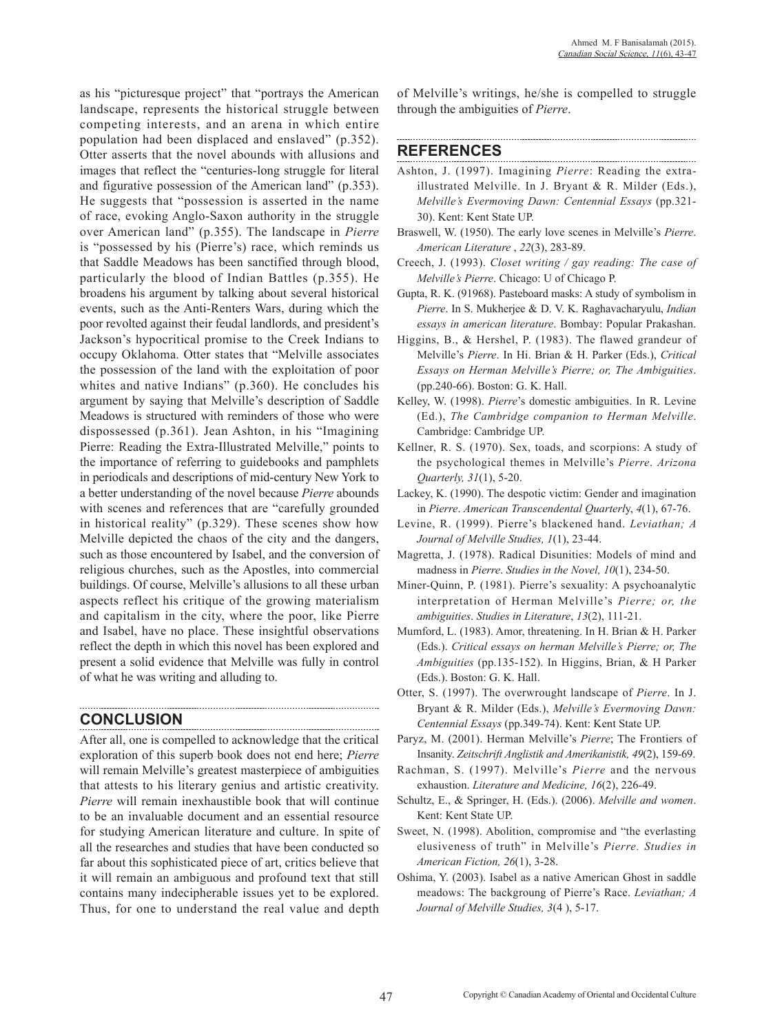as his "picturesque project" that "portrays the American landscape, represents the historical struggle between competing interests, and an arena in which entire population had been displaced and enslaved" (p.352). Otter asserts that the novel abounds with allusions and images that reflect the "centuries-long struggle for literal and figurative possession of the American land" (p.353). He suggests that "possession is asserted in the name of race, evoking Anglo-Saxon authority in the struggle over American land" (p.355). The landscape in *Pierre* is "possessed by his (Pierre's) race, which reminds us that Saddle Meadows has been sanctified through blood, particularly the blood of Indian Battles (p.355). He broadens his argument by talking about several historical events, such as the Anti-Renters Wars, during which the poor revolted against their feudal landlords, and president's Jackson's hypocritical promise to the Creek Indians to occupy Oklahoma. Otter states that "Melville associates the possession of the land with the exploitation of poor whites and native Indians" (p.360). He concludes his argument by saying that Melville's description of Saddle Meadows is structured with reminders of those who were dispossessed (p.361). Jean Ashton, in his "Imagining Pierre: Reading the Extra-Illustrated Melville," points to the importance of referring to guidebooks and pamphlets in periodicals and descriptions of mid-century New York to a better understanding of the novel because *Pierre* abounds with scenes and references that are "carefully grounded in historical reality" (p.329). These scenes show how Melville depicted the chaos of the city and the dangers, such as those encountered by Isabel, and the conversion of religious churches, such as the Apostles, into commercial buildings. Of course, Melville's allusions to all these urban aspects reflect his critique of the growing materialism and capitalism in the city, where the poor, like Pierre and Isabel, have no place. These insightful observations reflect the depth in which this novel has been explored and present a solid evidence that Melville was fully in control of what he was writing and alluding to.

## CONCLUSION

After all, one is compelled to acknowledge that the critical exploration of this superb book does not end here; *Pierre* will remain Melville's greatest masterpiece of ambiguities that attests to his literary genius and artistic creativity. *Pierre* will remain inexhaustible book that will continue to be an invaluable document and an essential resource for studying American literature and culture. In spite of all the researches and studies that have been conducted so far about this sophisticated piece of art, critics believe that it will remain an ambiguous and profound text that still contains many indecipherable issues yet to be explored. Thus, for one to understand the real value and depth of Melville's writings, he/she is compelled to struggle through the ambiguities of *Pierre*.

## REFERENCES

Ashton, J. (1997). Imagining *Pierre*: Reading the extra-illustrated Melville. In J. Bryant & R. Milder (Eds.), *Melville's Evermoving Dawn: Centennial Essays* (pp.321-30). Kent: Kent State UP.

Braswell, W. (1950). The early love scenes in Melville's *Pierre*. *American Literature* , *22*(3), 283-89.

Creech, J. (1993). *Closet writing / gay reading: The case of Melville's Pierre*. Chicago: U of Chicago P.

Gupta, R. K. (91968). Pasteboard masks: A study of symbolism in *Pierre*. In S. Mukherjee & D. V. K. Raghavacharyulu, *Indian essays in american literature*. Bombay: Popular Prakashan.

Higgins, B., & Hershel, P. (1983). The flawed grandeur of Melville's *Pierre*. In Hi. Brian & H. Parker (Eds.), *Critical Essays on Herman Melville's Pierre; or, The Ambiguities*. (pp.240-66). Boston: G. K. Hall.

Kelley, W. (1998). *Pierre*'s domestic ambiguities. In R. Levine (Ed.), *The Cambridge companion to Herman Melville*. Cambridge: Cambridge UP.

Kellner, R. S. (1970). Sex, toads, and scorpions: A study of the psychological themes in Melville's *Pierre*. *Arizona Quarterly, 31*(1), 5-20.

Lackey, K. (1990). The despotic victim: Gender and imagination in *Pierre*. *American Transcendental Quarterly*, *4*(1), 67-76.

Levine, R. (1999). Pierre's blackened hand. *Leviathan; A Journal of Melville Studies, 1*(1), 23-44.

Magretta, J. (1978). Radical Disunities: Models of mind and madness in *Pierre*. *Studies in the Novel, 10*(1), 234-50.

Miner-Quinn, P. (1981). Pierre's sexuality: A psychoanalytic interpretation of Herman Melville's *Pierre; or, the ambiguities*. *Studies in Literature*, *13*(2), 111-21.

Mumford, L. (1983). Amor, threatening. In H. Brian & H. Parker (Eds.). *Critical essays on herman Melville's Pierre; or, The Ambiguities* (pp.135-152). In Higgins, Brian, & H Parker (Eds.). Boston: G. K. Hall.

Otter, S. (1997). The overwrought landscape of *Pierre*. In J. Bryant & R. Milder (Eds.), *Melville's Evermoving Dawn: Centennial Essays* (pp.349-74). Kent: Kent State UP.

Paryz, M. (2001). Herman Melville's *Pierre*; The Frontiers of Insanity. *Zeitschrift Anglistik und Amerikanistik, 49*(2), 159-69.

Rachman, S. (1997). Melville's *Pierre* and the nervous exhaustion. *Literature and Medicine, 16*(2), 226-49.

Schultz, E., & Springer, H. (Eds.). (2006). *Melville and women*. Kent: Kent State UP.

Sweet, N. (1998). Abolition, compromise and "the everlasting elusiveness of truth" in Melville's *Pierre. Studies in American Fiction, 26*(1), 3-28.

Oshima, Y. (2003). Isabel as a native American Ghost in saddle meadows: The backgroung of Pierre's Race. *Leviathan; A Journal of Melville Studies, 3*(4 ), 5-17.